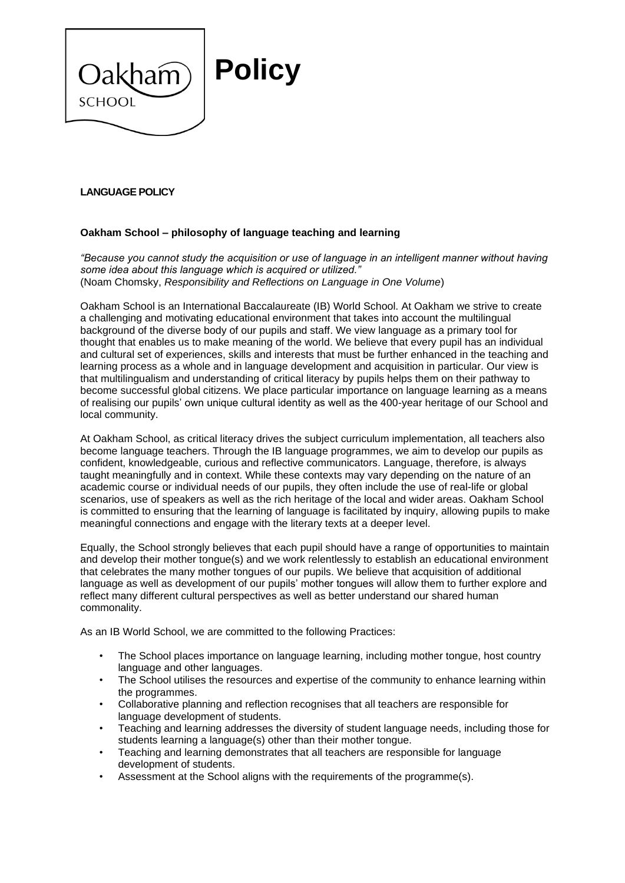# Policy

**LANGUAGE POLICY**

**Oakham School – philosophy of language teaching and learning**

*"Because you cannot study the acquisition or use of language in an intelligent manner without having some idea about this language which is acquired or utilized."*
(Noam Chomsky, *Responsibility and Reflections on Language in One Volume*)

Oakham School is an International Baccalaureate (IB) World School. At Oakham we strive to create a challenging and motivating educational environment that takes into account the multilingual background of the diverse body of our pupils and staff. We view language as a primary tool for thought that enables us to make meaning of the world. We believe that every pupil has an individual and cultural set of experiences, skills and interests that must be further enhanced in the teaching and learning process as a whole and in language development and acquisition in particular. Our view is that multilingualism and understanding of critical literacy by pupils helps them on their pathway to become successful global citizens. We place particular importance on language learning as a means of realising our pupils' own unique cultural identity as well as the 400-year heritage of our School and local community.

At Oakham School, as critical literacy drives the subject curriculum implementation, all teachers also become language teachers. Through the IB language programmes, we aim to develop our pupils as confident, knowledgeable, curious and reflective communicators. Language, therefore, is always taught meaningfully and in context. While these contexts may vary depending on the nature of an academic course or individual needs of our pupils, they often include the use of real-life or global scenarios, use of speakers as well as the rich heritage of the local and wider areas. Oakham School is committed to ensuring that the learning of language is facilitated by inquiry, allowing pupils to make meaningful connections and engage with the literary texts at a deeper level.

Equally, the School strongly believes that each pupil should have a range of opportunities to maintain and develop their mother tongue(s) and we work relentlessly to establish an educational environment that celebrates the many mother tongues of our pupils. We believe that acquisition of additional language as well as development of our pupils' mother tongues will allow them to further explore and reflect many different cultural perspectives as well as better understand our shared human commonality.

As an IB World School, we are committed to the following Practices:

- The School places importance on language learning, including mother tongue, host country language and other languages.
- The School utilises the resources and expertise of the community to enhance learning within the programmes.
- Collaborative planning and reflection recognises that all teachers are responsible for language development of students.
- Teaching and learning addresses the diversity of student language needs, including those for students learning a language(s) other than their mother tongue.
- Teaching and learning demonstrates that all teachers are responsible for language development of students.
- Assessment at the School aligns with the requirements of the programme(s).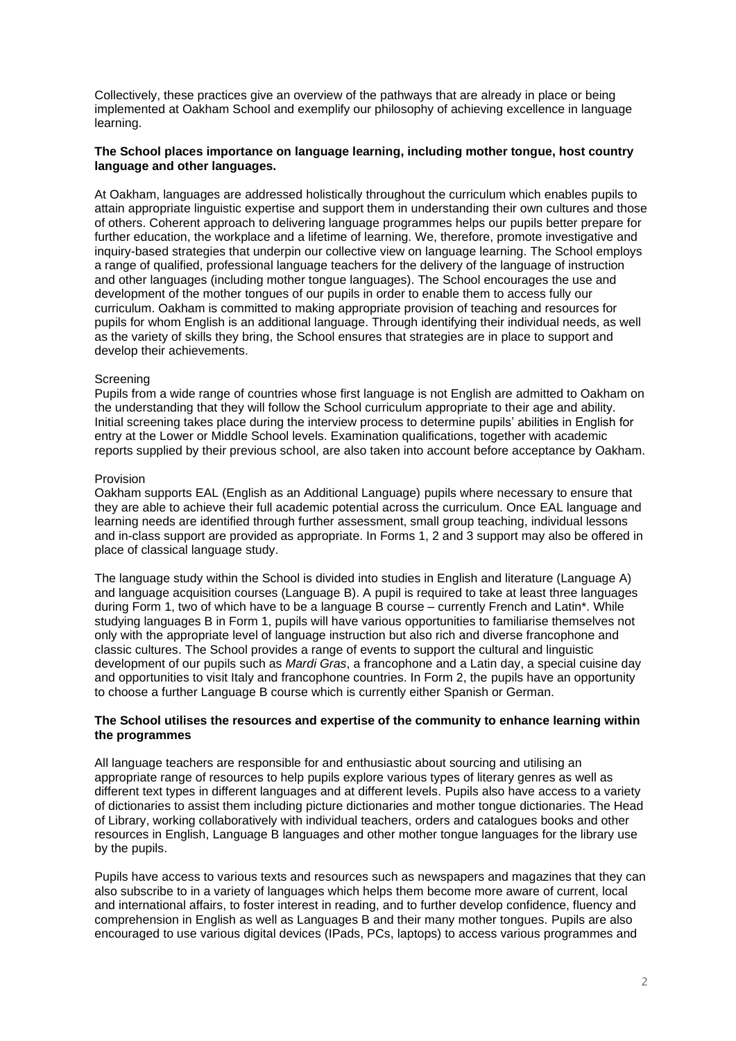Collectively, these practices give an overview of the pathways that are already in place or being implemented at Oakham School and exemplify our philosophy of achieving excellence in language learning.

**The School places importance on language learning, including mother tongue, host country language and other languages.**

At Oakham, languages are addressed holistically throughout the curriculum which enables pupils to attain appropriate linguistic expertise and support them in understanding their own cultures and those of others. Coherent approach to delivering language programmes helps our pupils better prepare for further education, the workplace and a lifetime of learning. We, therefore, promote investigative and inquiry-based strategies that underpin our collective view on language learning. The School employs a range of qualified, professional language teachers for the delivery of the language of instruction and other languages (including mother tongue languages). The School encourages the use and development of the mother tongues of our pupils in order to enable them to access fully our curriculum. Oakham is committed to making appropriate provision of teaching and resources for pupils for whom English is an additional language. Through identifying their individual needs, as well as the variety of skills they bring, the School ensures that strategies are in place to support and develop their achievements.

Screening

Pupils from a wide range of countries whose first language is not English are admitted to Oakham on the understanding that they will follow the School curriculum appropriate to their age and ability. Initial screening takes place during the interview process to determine pupils' abilities in English for entry at the Lower or Middle School levels. Examination qualifications, together with academic reports supplied by their previous school, are also taken into account before acceptance by Oakham.

Provision

Oakham supports EAL (English as an Additional Language) pupils where necessary to ensure that they are able to achieve their full academic potential across the curriculum. Once EAL language and learning needs are identified through further assessment, small group teaching, individual lessons and in-class support are provided as appropriate. In Forms 1, 2 and 3 support may also be offered in place of classical language study.

The language study within the School is divided into studies in English and literature (Language A) and language acquisition courses (Language B). A pupil is required to take at least three languages during Form 1, two of which have to be a language B course – currently French and Latin*. While studying languages B in Form 1, pupils will have various opportunities to familiarise themselves not only with the appropriate level of language instruction but also rich and diverse francophone and classic cultures. The School provides a range of events to support the cultural and linguistic development of our pupils such as *Mardi Gras*, a francophone and a Latin day, a special cuisine day and opportunities to visit Italy and francophone countries. In Form 2, the pupils have an opportunity to choose a further Language B course which is currently either Spanish or German.

**The School utilises the resources and expertise of the community to enhance learning within the programmes**

All language teachers are responsible for and enthusiastic about sourcing and utilising an appropriate range of resources to help pupils explore various types of literary genres as well as different text types in different languages and at different levels. Pupils also have access to a variety of dictionaries to assist them including picture dictionaries and mother tongue dictionaries. The Head of Library, working collaboratively with individual teachers, orders and catalogues books and other resources in English, Language B languages and other mother tongue languages for the library use by the pupils.

Pupils have access to various texts and resources such as newspapers and magazines that they can also subscribe to in a variety of languages which helps them become more aware of current, local and international affairs, to foster interest in reading, and to further develop confidence, fluency and comprehension in English as well as Languages B and their many mother tongues. Pupils are also encouraged to use various digital devices (IPads, PCs, laptops) to access various programmes and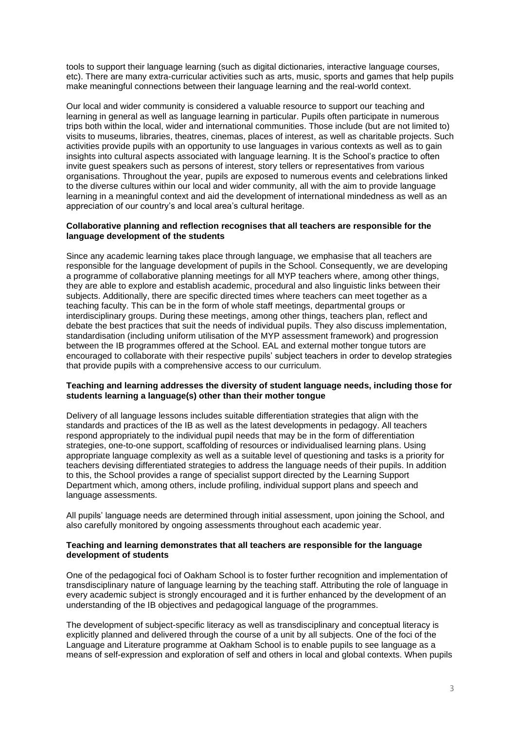tools to support their language learning (such as digital dictionaries, interactive language courses, etc). There are many extra-curricular activities such as arts, music, sports and games that help pupils make meaningful connections between their language learning and the real-world context.

Our local and wider community is considered a valuable resource to support our teaching and learning in general as well as language learning in particular. Pupils often participate in numerous trips both within the local, wider and international communities. Those include (but are not limited to) visits to museums, libraries, theatres, cinemas, places of interest, as well as charitable projects. Such activities provide pupils with an opportunity to use languages in various contexts as well as to gain insights into cultural aspects associated with language learning. It is the School's practice to often invite guest speakers such as persons of interest, story tellers or representatives from various organisations. Throughout the year, pupils are exposed to numerous events and celebrations linked to the diverse cultures within our local and wider community, all with the aim to provide language learning in a meaningful context and aid the development of international mindedness as well as an appreciation of our country's and local area's cultural heritage.

**Collaborative planning and reflection recognises that all teachers are responsible for the language development of the students**

Since any academic learning takes place through language, we emphasise that all teachers are responsible for the language development of pupils in the School. Consequently, we are developing a programme of collaborative planning meetings for all MYP teachers where, among other things, they are able to explore and establish academic, procedural and also linguistic links between their subjects. Additionally, there are specific directed times where teachers can meet together as a teaching faculty. This can be in the form of whole staff meetings, departmental groups or interdisciplinary groups. During these meetings, among other things, teachers plan, reflect and debate the best practices that suit the needs of individual pupils. They also discuss implementation, standardisation (including uniform utilisation of the MYP assessment framework) and progression between the IB programmes offered at the School. EAL and external mother tongue tutors are encouraged to collaborate with their respective pupils' subject teachers in order to develop strategies that provide pupils with a comprehensive access to our curriculum.

**Teaching and learning addresses the diversity of student language needs, including those for students learning a language(s) other than their mother tongue**

Delivery of all language lessons includes suitable differentiation strategies that align with the standards and practices of the IB as well as the latest developments in pedagogy. All teachers respond appropriately to the individual pupil needs that may be in the form of differentiation strategies, one-to-one support, scaffolding of resources or individualised learning plans. Using appropriate language complexity as well as a suitable level of questioning and tasks is a priority for teachers devising differentiated strategies to address the language needs of their pupils. In addition to this, the School provides a range of specialist support directed by the Learning Support Department which, among others, include profiling, individual support plans and speech and language assessments.

All pupils' language needs are determined through initial assessment, upon joining the School, and also carefully monitored by ongoing assessments throughout each academic year.

**Teaching and learning demonstrates that all teachers are responsible for the language development of students**

One of the pedagogical foci of Oakham School is to foster further recognition and implementation of transdisciplinary nature of language learning by the teaching staff. Attributing the role of language in every academic subject is strongly encouraged and it is further enhanced by the development of an understanding of the IB objectives and pedagogical language of the programmes.

The development of subject-specific literacy as well as transdisciplinary and conceptual literacy is explicitly planned and delivered through the course of a unit by all subjects. One of the foci of the Language and Literature programme at Oakham School is to enable pupils to see language as a means of self-expression and exploration of self and others in local and global contexts. When pupils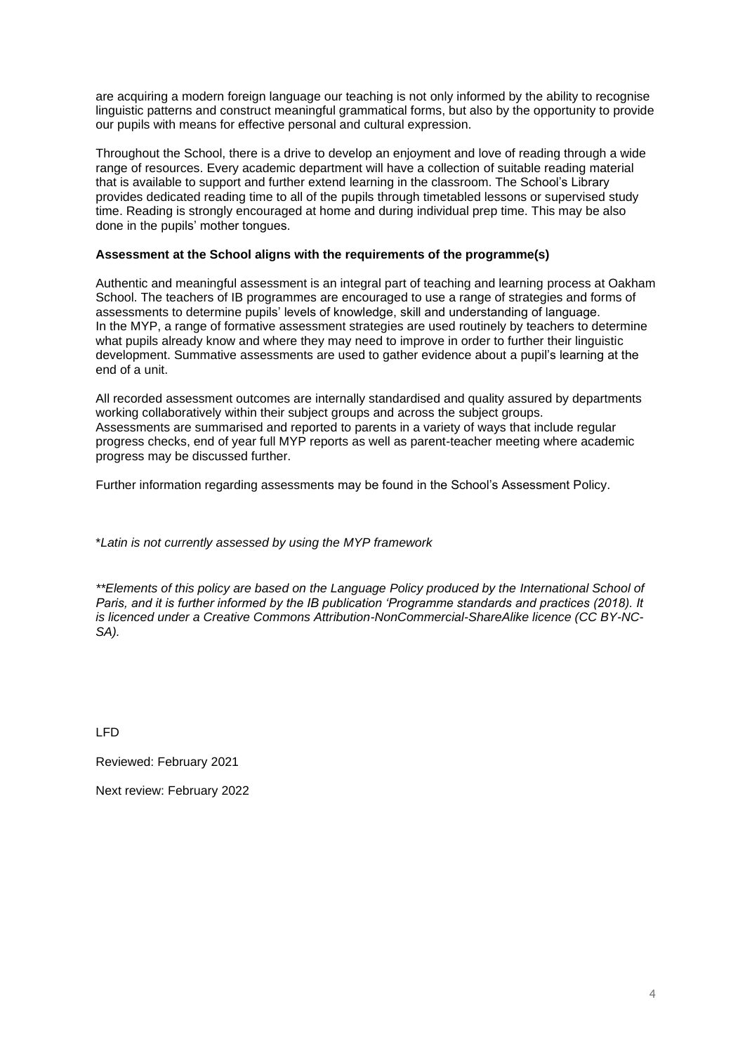are acquiring a modern foreign language our teaching is not only informed by the ability to recognise linguistic patterns and construct meaningful grammatical forms, but also by the opportunity to provide our pupils with means for effective personal and cultural expression.

Throughout the School, there is a drive to develop an enjoyment and love of reading through a wide range of resources. Every academic department will have a collection of suitable reading material that is available to support and further extend learning in the classroom. The School's Library provides dedicated reading time to all of the pupils through timetabled lessons or supervised study time. Reading is strongly encouraged at home and during individual prep time. This may be also done in the pupils' mother tongues.

**Assessment at the School aligns with the requirements of the programme(s)**

Authentic and meaningful assessment is an integral part of teaching and learning process at Oakham School. The teachers of IB programmes are encouraged to use a range of strategies and forms of assessments to determine pupils' levels of knowledge, skill and understanding of language.
In the MYP, a range of formative assessment strategies are used routinely by teachers to determine what pupils already know and where they may need to improve in order to further their linguistic development. Summative assessments are used to gather evidence about a pupil's learning at the end of a unit.

All recorded assessment outcomes are internally standardised and quality assured by departments working collaboratively within their subject groups and across the subject groups.
Assessments are summarised and reported to parents in a variety of ways that include regular progress checks, end of year full MYP reports as well as parent-teacher meeting where academic progress may be discussed further.

Further information regarding assessments may be found in the School's Assessment Policy.

*\*Latin is not currently assessed by using the MYP framework*

*\*\*Elements of this policy are based on the Language Policy produced by the International School of Paris, and it is further informed by the IB publication 'Programme standards and practices (2018). It is licenced under a Creative Commons Attribution-NonCommercial-ShareAlike licence (CC BY-NC-SA).*

LFD

Reviewed: February 2021

Next review: February 2022